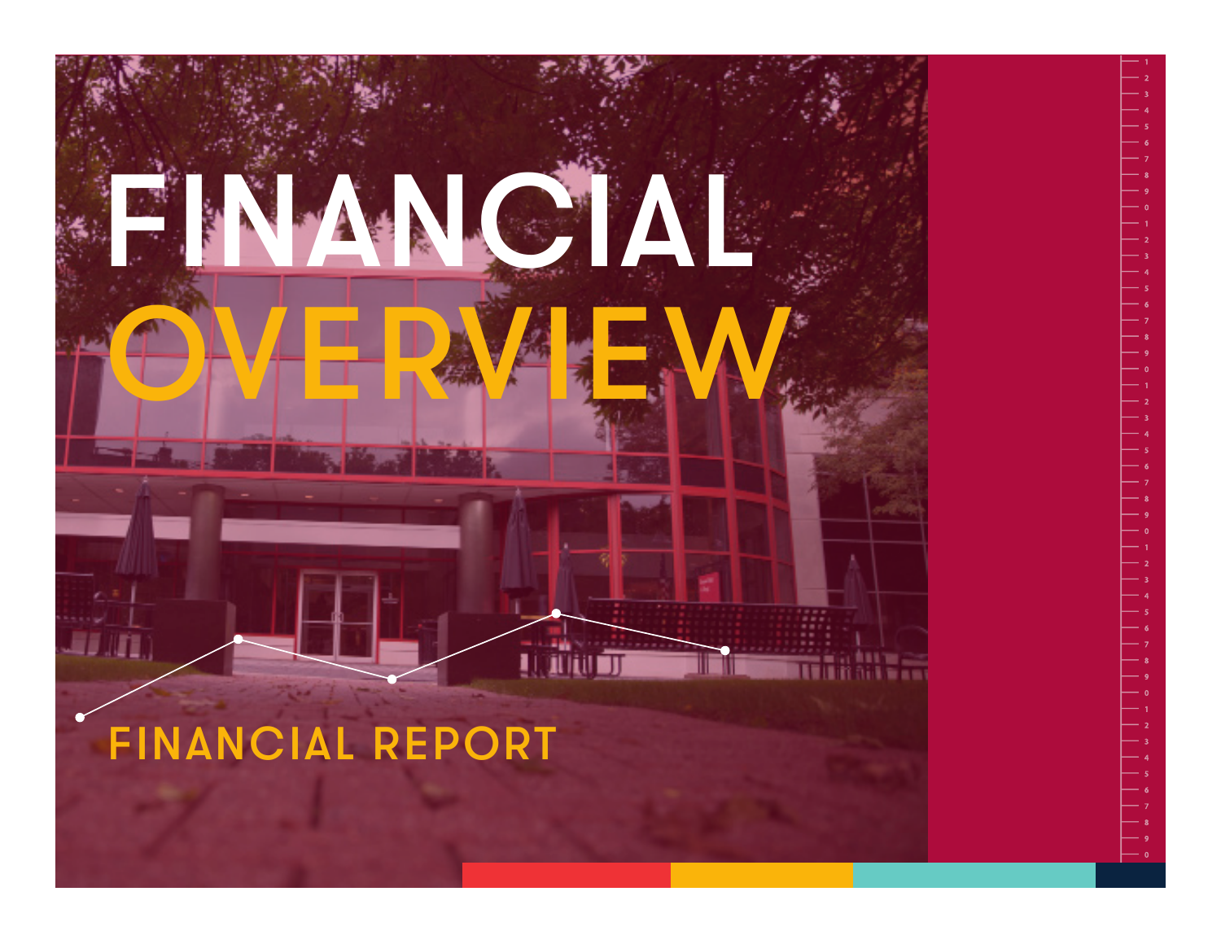# FINANCIAL OVERVIEW

## FINANCIAL REPORT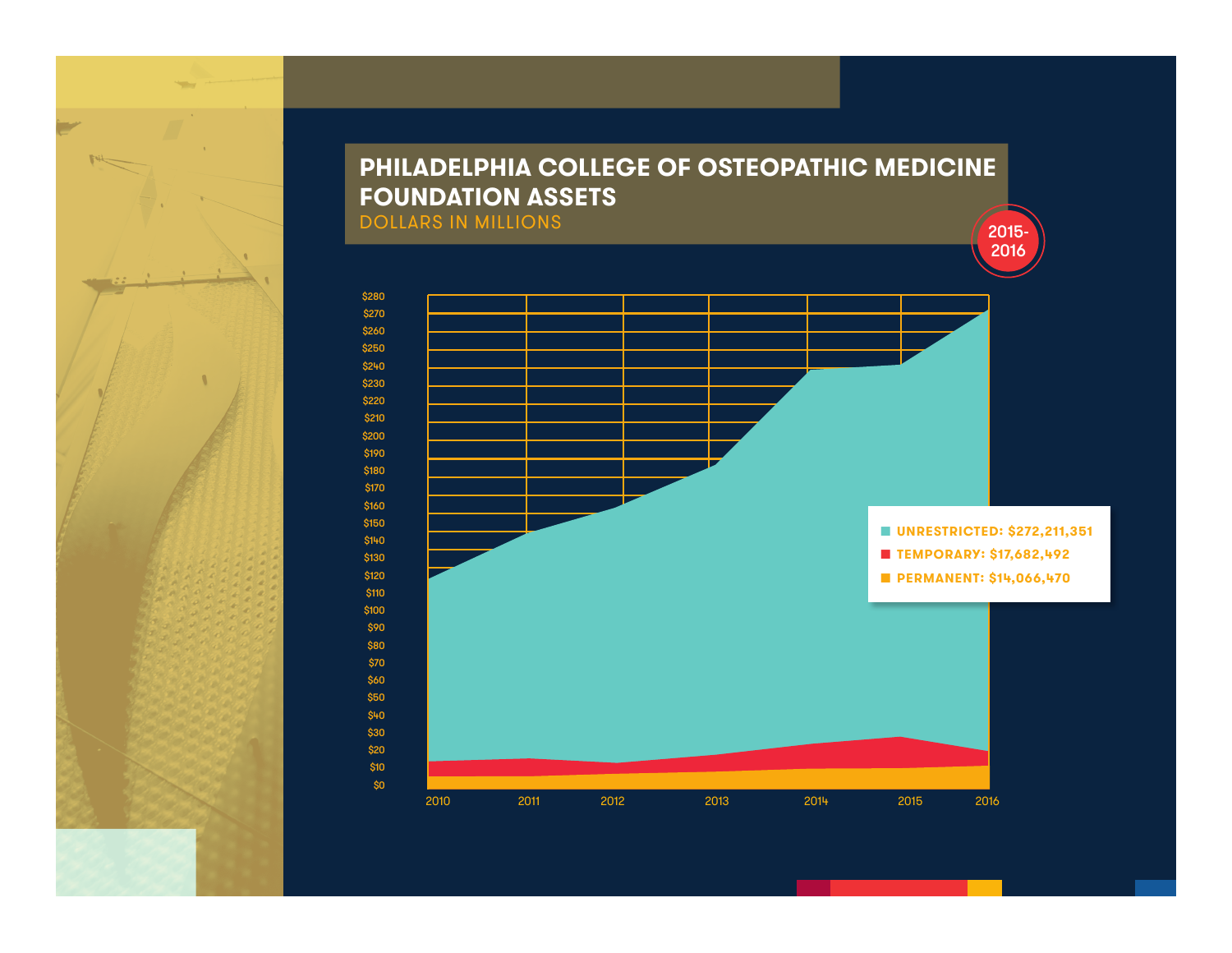# PHILADELPHIA COLLEGE OF OSTEOPATHIC MEDICINE FOUNDATION ASSETS

DOLLARS IN MILLIONS

2015-2016

$280
$270
$260
$250
$240
$230
$220
$210
$200
$190
$180
$170
$160
$150
$140
$130
$120
$110
$100
$90
$80
$70
$60
$50
$40
$30
$20
$10
$0

2010 2011 2012 2013 2014 2015 2016

- UNRESTRICTED: $272,211,351
- TEMPORARY: $17,682,492
- PERMANENT: $14,066,470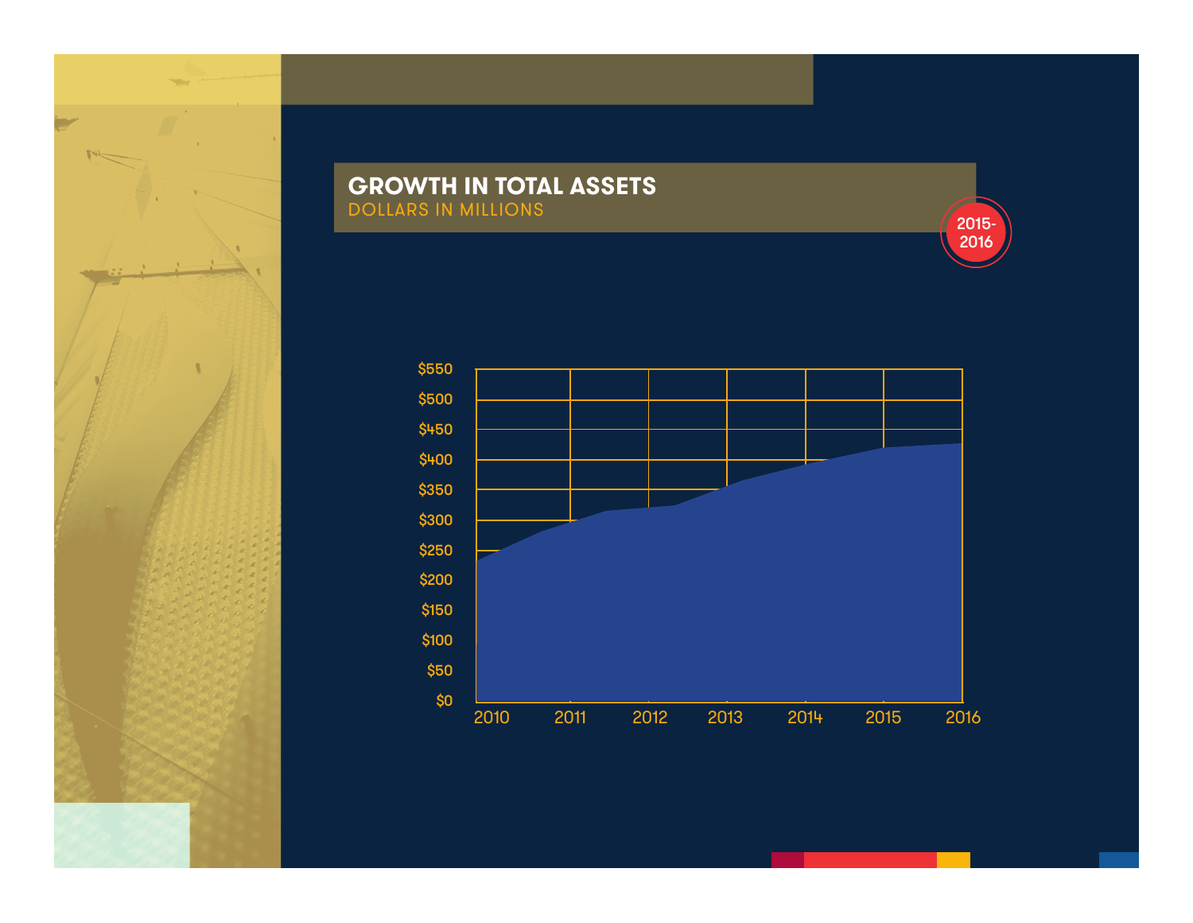## GROWTH IN TOTAL ASSETS

DOLLARS IN MILLIONS

2015-2016

$550
$500
$450
$400
$350
$300
$250
$200
$150
$100
$50
$0

2010 2011 2012 2013 2014 2015 2016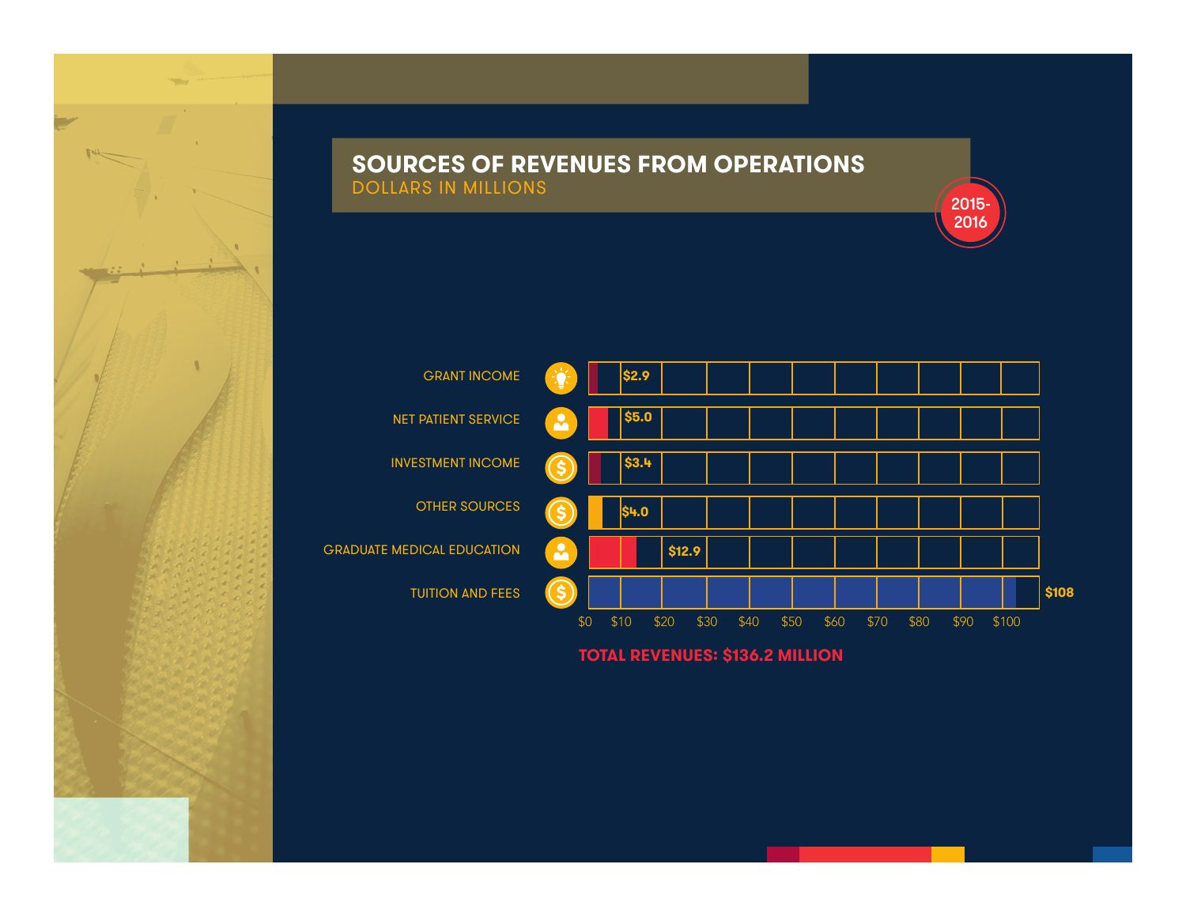## SOURCES OF REVENUES FROM OPERATIONS

DOLLARS IN MILLIONS

2015-2016

| Source | Amount |
|---|---|
| GRANT INCOME | $2.9 |
| NET PATIENT SERVICE | $5.0 |
| INVESTMENT INCOME | $3.4 |
| OTHER SOURCES | $4.0 |
| GRADUATE MEDICAL EDUCATION | $12.9 |
| TUITION AND FEES | $108 |

$0 $10 $20 $30 $40 $50 $60 $70 $80 $90 $100

**TOTAL REVENUES: $136.2 MILLION**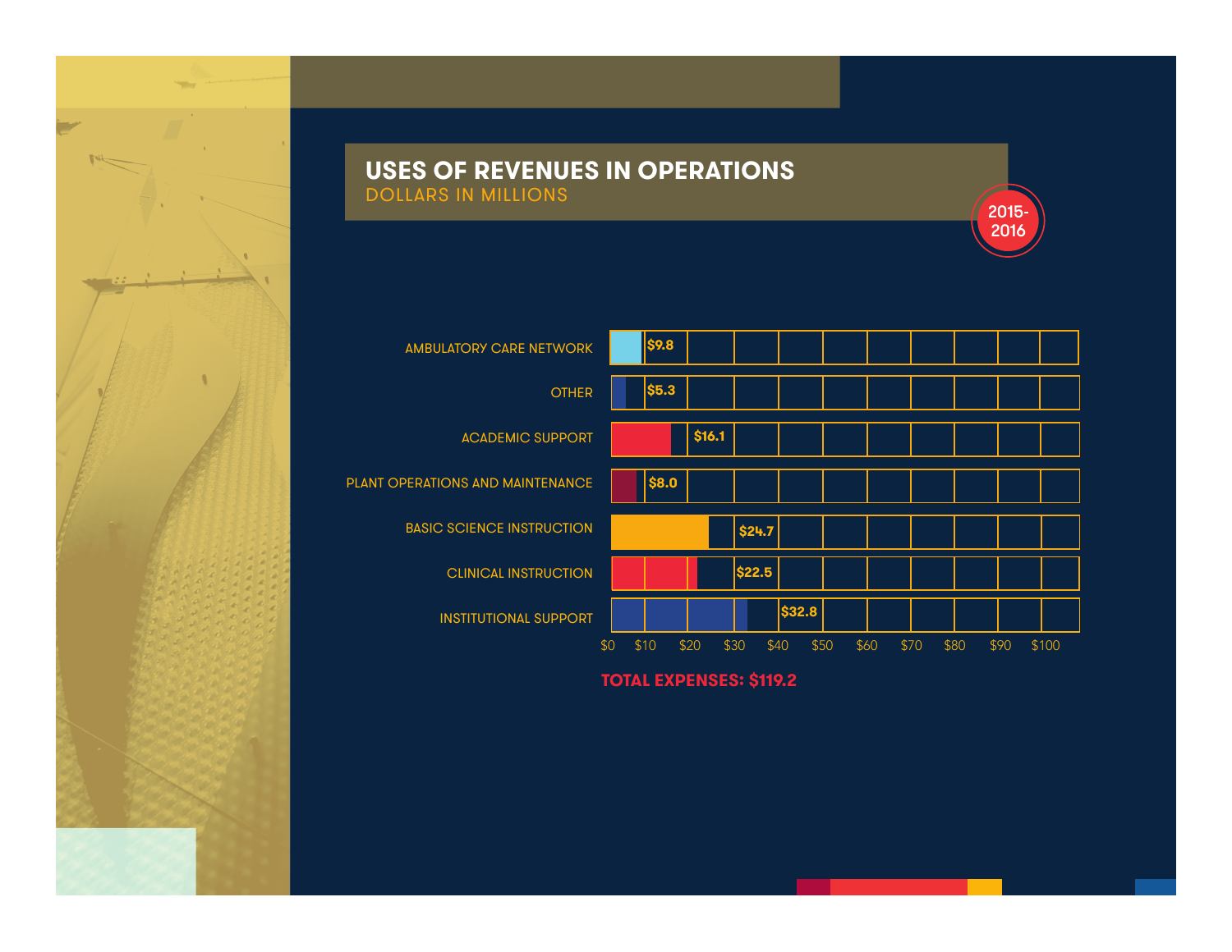## USES OF REVENUES IN OPERATIONS

DOLLARS IN MILLIONS

2015-2016

| Category | Amount |
| --- | --- |
| AMBULATORY CARE NETWORK | $9.8 |
| OTHER | $5.3 |
| ACADEMIC SUPPORT | $16.1 |
| PLANT OPERATIONS AND MAINTENANCE | $8.0 |
| BASIC SCIENCE INSTRUCTION | $24.7 |
| CLINICAL INSTRUCTION | $22.5 |
| INSTITUTIONAL SUPPORT | $32.8 |

$0 $10 $20 $30 $40 $50 $60 $70 $80 $90 $100

**TOTAL EXPENSES: $119.2**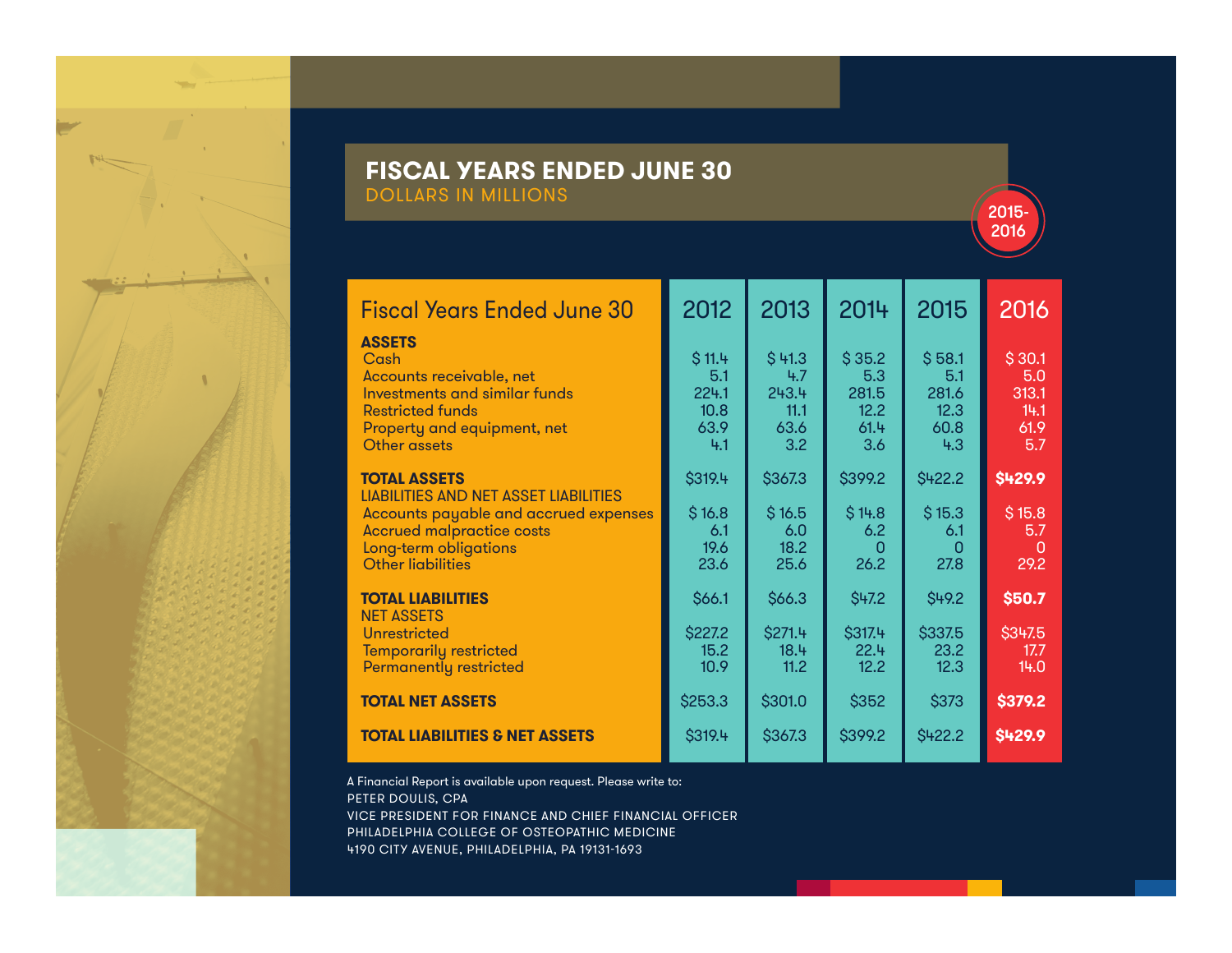# FISCAL YEARS ENDED JUNE 30

DOLLARS IN MILLIONS

2015-2016

| Fiscal Years Ended June 30 | 2012 | 2013 | 2014 | 2015 | 2016 |
|---|---|---|---|---|---|
| **ASSETS** | | | | | |
| Cash | $ 11.4 | $ 41.3 | $ 35.2 | $ 58.1 | $ 30.1 |
| Accounts receivable, net | 5.1 | 4.7 | 5.3 | 5.1 | 5.0 |
| Investments and similar funds | 224.1 | 243.4 | 281.5 | 281.6 | 313.1 |
| Restricted funds | 10.8 | 11.1 | 12.2 | 12.3 | 14.1 |
| Property and equipment, net | 63.9 | 63.6 | 61.4 | 60.8 | 61.9 |
| Other assets | 4.1 | 3.2 | 3.6 | 4.3 | 5.7 |
| **TOTAL ASSETS** | $319.4 | $367.3 | $399.2 | $422.2 | **$429.9** |
| LIABILITIES AND NET ASSET LIABILITIES | | | | | |
| Accounts payable and accrued expenses | $ 16.8 | $ 16.5 | $ 14.8 | $ 15.3 | $ 15.8 |
| Accrued malpractice costs | 6.1 | 6.0 | 6.2 | 6.1 | 5.7 |
| Long-term obligations | 19.6 | 18.2 | 0 | 0 | 0 |
| Other liabilities | 23.6 | 25.6 | 26.2 | 27.8 | 29.2 |
| **TOTAL LIABILITIES** | $66.1 | $66.3 | $47.2 | $49.2 | **$50.7** |
| NET ASSETS | | | | | |
| Unrestricted | $227.2 | $271.4 | $317.4 | $337.5 | $347.5 |
| Temporarily restricted | 15.2 | 18.4 | 22.4 | 23.2 | 17.7 |
| Permanently restricted | 10.9 | 11.2 | 12.2 | 12.3 | 14.0 |
| **TOTAL NET ASSETS** | $253.3 | $301.0 | $352 | $373 | **$379.2** |
| **TOTAL LIABILITIES & NET ASSETS** | $319.4 | $367.3 | $399.2 | $422.2 | **$429.9** |

A Financial Report is available upon request. Please write to:
PETER DOULIS, CPA
VICE PRESIDENT FOR FINANCE AND CHIEF FINANCIAL OFFICER
PHILADELPHIA COLLEGE OF OSTEOPATHIC MEDICINE
4190 CITY AVENUE, PHILADELPHIA, PA 19131-1693